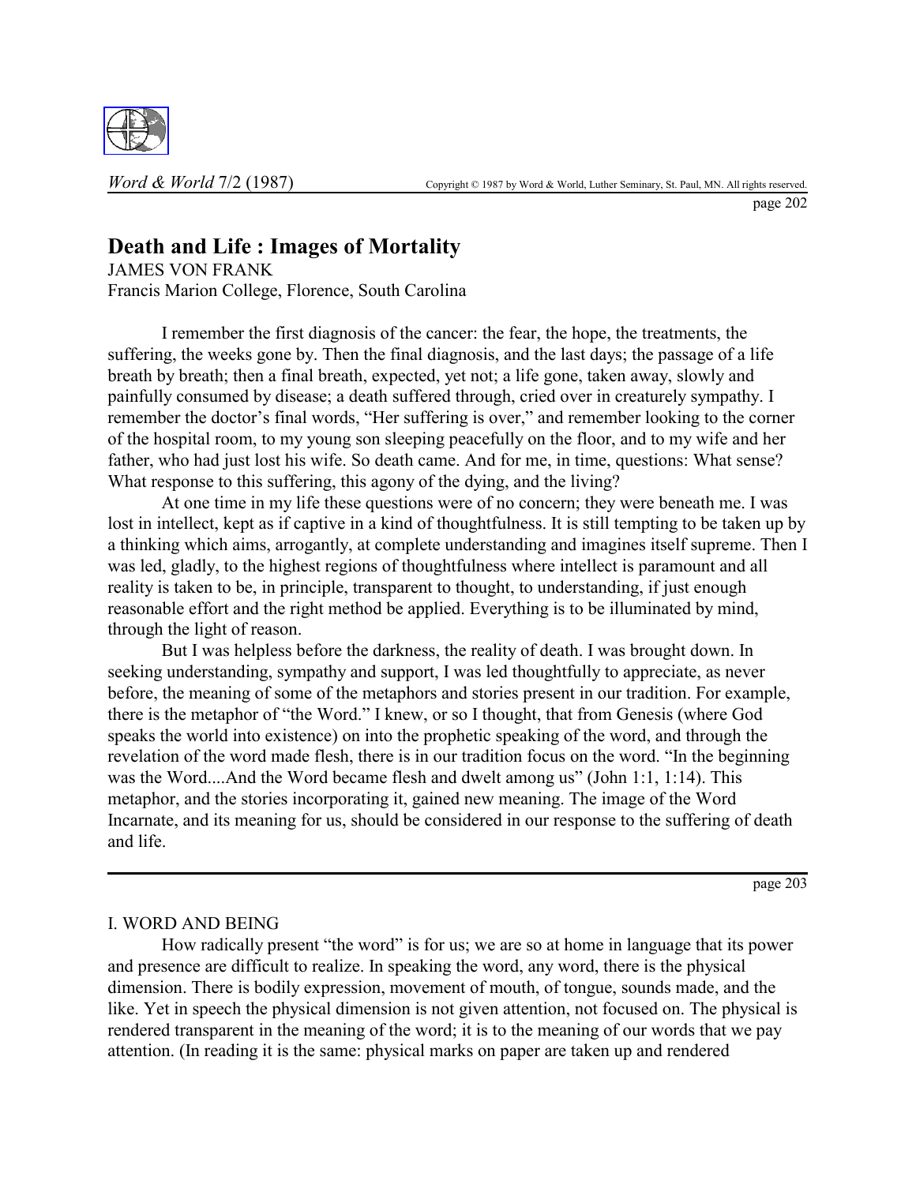# Death and Life : Images of Mortality

JAMES VON FRANK
Francis Marion College, Florence, South Carolina

I remember the first diagnosis of the cancer: the fear, the hope, the treatments, the suffering, the weeks gone by. Then the final diagnosis, and the last days; the passage of a life breath by breath; then a final breath, expected, yet not; a life gone, taken away, slowly and painfully consumed by disease; a death suffered through, cried over in creaturely sympathy. I remember the doctor's final words, "Her suffering is over," and remember looking to the corner of the hospital room, to my young son sleeping peacefully on the floor, and to my wife and her father, who had just lost his wife. So death came. And for me, in time, questions: What sense? What response to this suffering, this agony of the dying, and the living?

At one time in my life these questions were of no concern; they were beneath me. I was lost in intellect, kept as if captive in a kind of thoughtfulness. It is still tempting to be taken up by a thinking which aims, arrogantly, at complete understanding and imagines itself supreme. Then I was led, gladly, to the highest regions of thoughtfulness where intellect is paramount and all reality is taken to be, in principle, transparent to thought, to understanding, if just enough reasonable effort and the right method be applied. Everything is to be illuminated by mind, through the light of reason.

But I was helpless before the darkness, the reality of death. I was brought down. In seeking understanding, sympathy and support, I was led thoughtfully to appreciate, as never before, the meaning of some of the metaphors and stories present in our tradition. For example, there is the metaphor of "the Word." I knew, or so I thought, that from Genesis (where God speaks the world into existence) on into the prophetic speaking of the word, and through the revelation of the word made flesh, there is in our tradition focus on the word. "In the beginning was the Word....And the Word became flesh and dwelt among us" (John 1:1, 1:14). This metaphor, and the stories incorporating it, gained new meaning. The image of the Word Incarnate, and its meaning for us, should be considered in our response to the suffering of death and life.

## I. WORD AND BEING

How radically present "the word" is for us; we are so at home in language that its power and presence are difficult to realize. In speaking the word, any word, there is the physical dimension. There is bodily expression, movement of mouth, of tongue, sounds made, and the like. Yet in speech the physical dimension is not given attention, not focused on. The physical is rendered transparent in the meaning of the word; it is to the meaning of our words that we pay attention. (In reading it is the same: physical marks on paper are taken up and rendered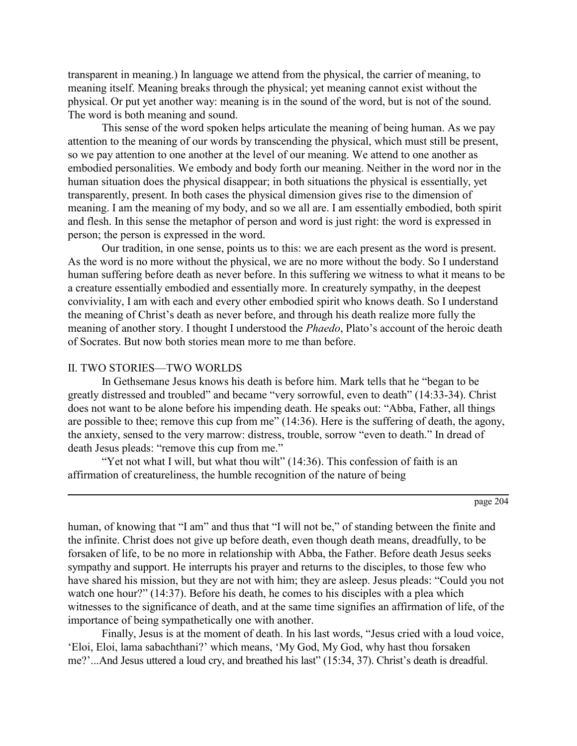transparent in meaning.) In language we attend from the physical, the carrier of meaning, to meaning itself. Meaning breaks through the physical; yet meaning cannot exist without the physical. Or put yet another way: meaning is in the sound of the word, but is not of the sound. The word is both meaning and sound.

This sense of the word spoken helps articulate the meaning of being human. As we pay attention to the meaning of our words by transcending the physical, which must still be present, so we pay attention to one another at the level of our meaning. We attend to one another as embodied personalities. We embody and body forth our meaning. Neither in the word nor in the human situation does the physical disappear; in both situations the physical is essentially, yet transparently, present. In both cases the physical dimension gives rise to the dimension of meaning. I am the meaning of my body, and so we all are. I am essentially embodied, both spirit and flesh. In this sense the metaphor of person and word is just right: the word is expressed in person; the person is expressed in the word.

Our tradition, in one sense, points us to this: we are each present as the word is present. As the word is no more without the physical, we are no more without the body. So I understand human suffering before death as never before. In this suffering we witness to what it means to be a creature essentially embodied and essentially more. In creaturely sympathy, in the deepest conviviality, I am with each and every other embodied spirit who knows death. So I understand the meaning of Christ's death as never before, and through his death realize more fully the meaning of another story. I thought I understood the *Phaedo*, Plato's account of the heroic death of Socrates. But now both stories mean more to me than before.

## II. TWO STORIES—TWO WORLDS

In Gethsemane Jesus knows his death is before him. Mark tells that he "began to be greatly distressed and troubled" and became "very sorrowful, even to death" (14:33-34). Christ does not want to be alone before his impending death. He speaks out: "Abba, Father, all things are possible to thee; remove this cup from me" (14:36). Here is the suffering of death, the agony, the anxiety, sensed to the very marrow: distress, trouble, sorrow "even to death." In dread of death Jesus pleads: "remove this cup from me."

"Yet not what I will, but what thou wilt" (14:36). This confession of faith is an affirmation of creatureliness, the humble recognition of the nature of being human, of knowing that "I am" and thus that "I will not be," of standing between the finite and the infinite. Christ does not give up before death, even though death means, dreadfully, to be forsaken of life, to be no more in relationship with Abba, the Father. Before death Jesus seeks sympathy and support. He interrupts his prayer and returns to the disciples, to those few who have shared his mission, but they are not with him; they are asleep. Jesus pleads: "Could you not watch one hour?" (14:37). Before his death, he comes to his disciples with a plea which witnesses to the significance of death, and at the same time signifies an affirmation of life, of the importance of being sympathetically one with another.

Finally, Jesus is at the moment of death. In his last words, "Jesus cried with a loud voice, 'Eloi, Eloi, lama sabachthani?' which means, 'My God, My God, why hast thou forsaken me?'...And Jesus uttered a loud cry, and breathed his last" (15:34, 37). Christ's death is dreadful.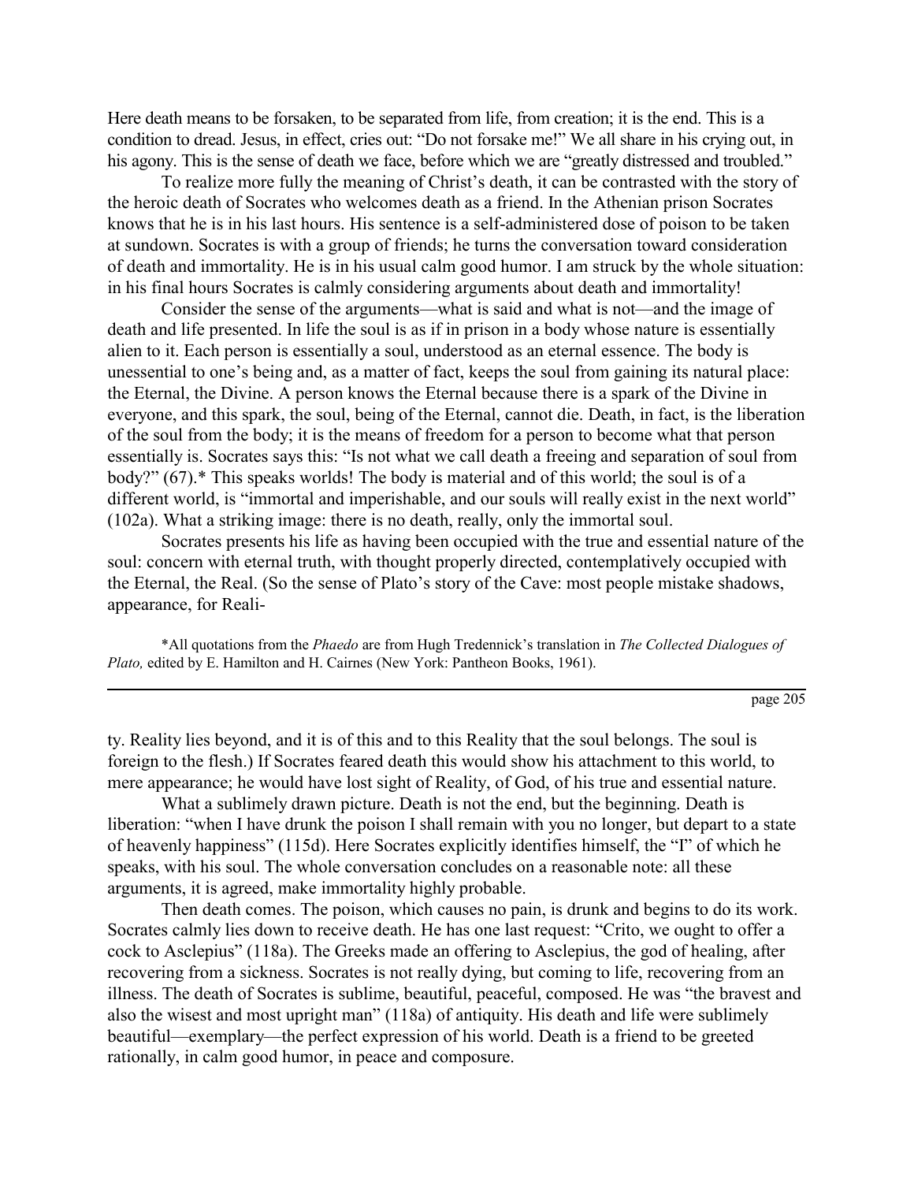Here death means to be forsaken, to be separated from life, from creation; it is the end. This is a condition to dread. Jesus, in effect, cries out: "Do not forsake me!" We all share in his crying out, in his agony. This is the sense of death we face, before which we are "greatly distressed and troubled."

To realize more fully the meaning of Christ's death, it can be contrasted with the story of the heroic death of Socrates who welcomes death as a friend. In the Athenian prison Socrates knows that he is in his last hours. His sentence is a self-administered dose of poison to be taken at sundown. Socrates is with a group of friends; he turns the conversation toward consideration of death and immortality. He is in his usual calm good humor. I am struck by the whole situation: in his final hours Socrates is calmly considering arguments about death and immortality!

Consider the sense of the arguments—what is said and what is not—and the image of death and life presented. In life the soul is as if in prison in a body whose nature is essentially alien to it. Each person is essentially a soul, understood as an eternal essence. The body is unessential to one's being and, as a matter of fact, keeps the soul from gaining its natural place: the Eternal, the Divine. A person knows the Eternal because there is a spark of the Divine in everyone, and this spark, the soul, being of the Eternal, cannot die. Death, in fact, is the liberation of the soul from the body; it is the means of freedom for a person to become what that person essentially is. Socrates says this: "Is not what we call death a freeing and separation of soul from body?" (67).* This speaks worlds! The body is material and of this world; the soul is of a different world, is "immortal and imperishable, and our souls will really exist in the next world" (102a). What a striking image: there is no death, really, only the immortal soul.

Socrates presents his life as having been occupied with the true and essential nature of the soul: concern with eternal truth, with thought properly directed, contemplatively occupied with the Eternal, the Real. (So the sense of Plato's story of the Cave: most people mistake shadows, appearance, for Reality. Reality lies beyond, and it is of this and to this Reality that the soul belongs. The soul is foreign to the flesh.) If Socrates feared death this would show his attachment to this world, to mere appearance; he would have lost sight of Reality, of God, of his true and essential nature.

What a sublimely drawn picture. Death is not the end, but the beginning. Death is liberation: "when I have drunk the poison I shall remain with you no longer, but depart to a state of heavenly happiness" (115d). Here Socrates explicitly identifies himself, the "I" of which he speaks, with his soul. The whole conversation concludes on a reasonable note: all these arguments, it is agreed, make immortality highly probable.

Then death comes. The poison, which causes no pain, is drunk and begins to do its work. Socrates calmly lies down to receive death. He has one last request: "Crito, we ought to offer a cock to Asclepius" (118a). The Greeks made an offering to Asclepius, the god of healing, after recovering from a sickness. Socrates is not really dying, but coming to life, recovering from an illness. The death of Socrates is sublime, beautiful, peaceful, composed. He was "the bravest and also the wisest and most upright man" (118a) of antiquity. His death and life were sublimely beautiful—exemplary—the perfect expression of his world. Death is a friend to be greeted rationally, in calm good humor, in peace and composure.

*All quotations from the *Phaedo* are from Hugh Tredennick's translation in *The Collected Dialogues of Plato,* edited by E. Hamilton and H. Cairnes (New York: Pantheon Books, 1961).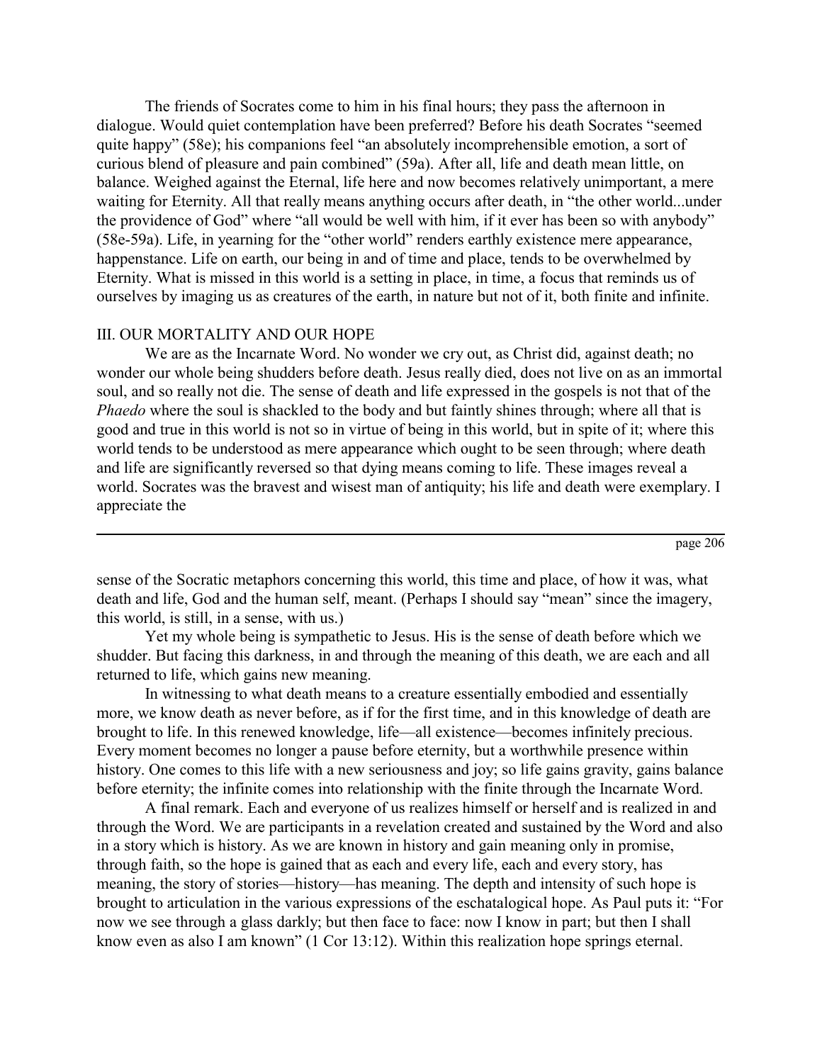The friends of Socrates come to him in his final hours; they pass the afternoon in dialogue. Would quiet contemplation have been preferred? Before his death Socrates "seemed quite happy" (58e); his companions feel "an absolutely incomprehensible emotion, a sort of curious blend of pleasure and pain combined" (59a). After all, life and death mean little, on balance. Weighed against the Eternal, life here and now becomes relatively unimportant, a mere waiting for Eternity. All that really means anything occurs after death, in "the other world...under the providence of God" where "all would be well with him, if it ever has been so with anybody" (58e-59a). Life, in yearning for the "other world" renders earthly existence mere appearance, happenstance. Life on earth, our being in and of time and place, tends to be overwhelmed by Eternity. What is missed in this world is a setting in place, in time, a focus that reminds us of ourselves by imaging us as creatures of the earth, in nature but not of it, both finite and infinite.

## III. OUR MORTALITY AND OUR HOPE

We are as the Incarnate Word. No wonder we cry out, as Christ did, against death; no wonder our whole being shudders before death. Jesus really died, does not live on as an immortal soul, and so really not die. The sense of death and life expressed in the gospels is not that of the *Phaedo* where the soul is shackled to the body and but faintly shines through; where all that is good and true in this world is not so in virtue of being in this world, but in spite of it; where this world tends to be understood as mere appearance which ought to be seen through; where death and life are significantly reversed so that dying means coming to life. These images reveal a world. Socrates was the bravest and wisest man of antiquity; his life and death were exemplary. I appreciate the sense of the Socratic metaphors concerning this world, this time and place, of how it was, what death and life, God and the human self, meant. (Perhaps I should say "mean" since the imagery, this world, is still, in a sense, with us.)

Yet my whole being is sympathetic to Jesus. His is the sense of death before which we shudder. But facing this darkness, in and through the meaning of this death, we are each and all returned to life, which gains new meaning.

In witnessing to what death means to a creature essentially embodied and essentially more, we know death as never before, as if for the first time, and in this knowledge of death are brought to life. In this renewed knowledge, life—all existence—becomes infinitely precious. Every moment becomes no longer a pause before eternity, but a worthwhile presence within history. One comes to this life with a new seriousness and joy; so life gains gravity, gains balance before eternity; the infinite comes into relationship with the finite through the Incarnate Word.

A final remark. Each and everyone of us realizes himself or herself and is realized in and through the Word. We are participants in a revelation created and sustained by the Word and also in a story which is history. As we are known in history and gain meaning only in promise, through faith, so the hope is gained that as each and every life, each and every story, has meaning, the story of stories—history—has meaning. The depth and intensity of such hope is brought to articulation in the various expressions of the eschatalogical hope. As Paul puts it: "For now we see through a glass darkly; but then face to face: now I know in part; but then I shall know even as also I am known" (1 Cor 13:12). Within this realization hope springs eternal.